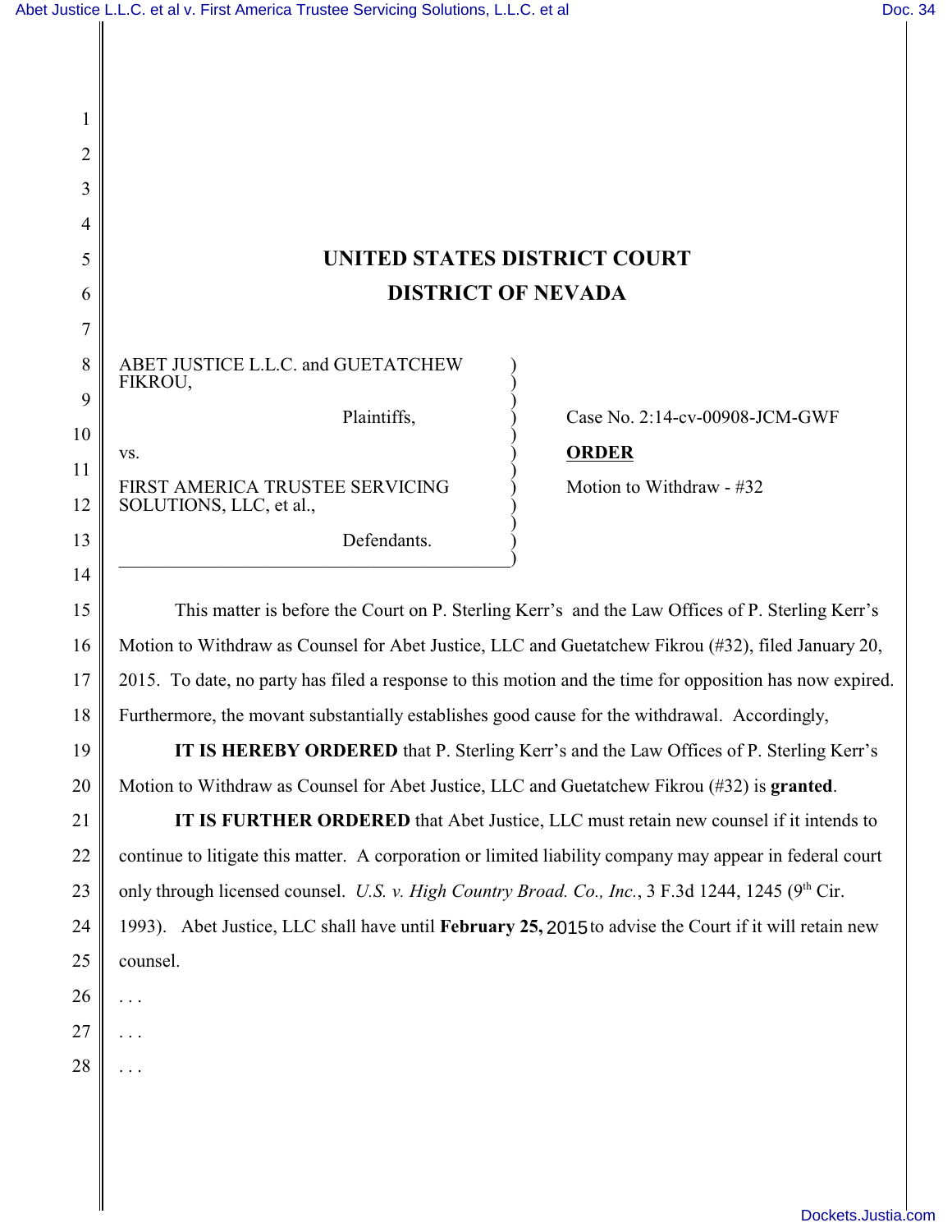# UNITED STATES DISTRICT COURT
# DISTRICT OF NEVADA

| | |
|---|---|
| ABET JUSTICE L.L.C. and GUETATCHEW FIKROU,<br><br>Plaintiffs,<br><br>vs.<br><br>FIRST AMERICA TRUSTEE SERVICING SOLUTIONS, LLC, et al.,<br><br>Defendants. | Case No. 2:14-cv-00908-JCM-GWF<br><br>**ORDER**<br><br>Motion to Withdraw - #32 |

This matter is before the Court on P. Sterling Kerr's and the Law Offices of P. Sterling Kerr's Motion to Withdraw as Counsel for Abet Justice, LLC and Guetatchew Fikrou (#32), filed January 20, 2015. To date, no party has filed a response to this motion and the time for opposition has now expired. Furthermore, the movant substantially establishes good cause for the withdrawal. Accordingly,

**IT IS HEREBY ORDERED** that P. Sterling Kerr's and the Law Offices of P. Sterling Kerr's Motion to Withdraw as Counsel for Abet Justice, LLC and Guetatchew Fikrou (#32) is **granted**.

**IT IS FURTHER ORDERED** that Abet Justice, LLC must retain new counsel if it intends to continue to litigate this matter. A corporation or limited liability company may appear in federal court only through licensed counsel. *U.S. v. High Country Broad. Co., Inc.*, 3 F.3d 1244, 1245 (9th Cir. 1993). Abet Justice, LLC shall have until **February 25,** 2015 to advise the Court if it will retain new counsel.

. . .

. . .

. . .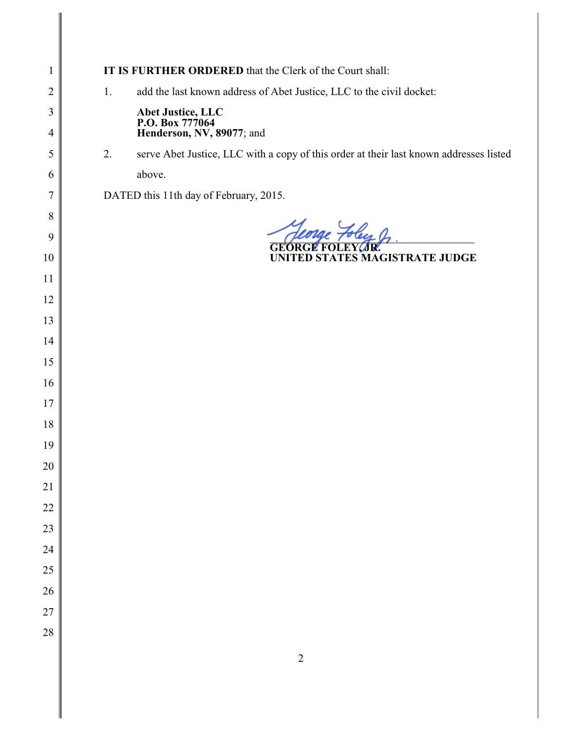**IT IS FURTHER ORDERED** that the Clerk of the Court shall:

1. add the last known address of Abet Justice, LLC to the civil docket:

   **Abet Justice, LLC**
   **P.O. Box 777064**
   **Henderson, NV, 89077**; and

2. serve Abet Justice, LLC with a copy of this order at their last known addresses listed above.

DATED this 11th day of February, 2015.

George Foley Jr.

**GEORGE FOLEY, JR.**
**UNITED STATES MAGISTRATE JUDGE**